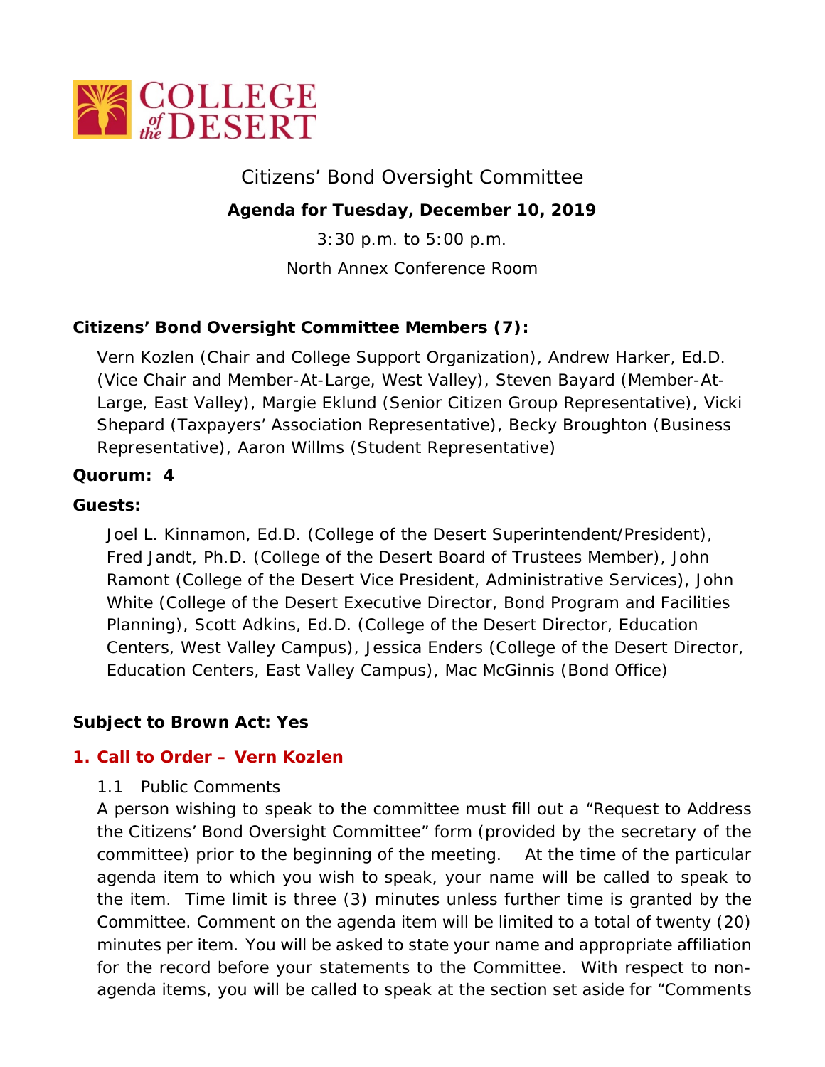COLLEGE of the DESERT

# Citizens' Bond Oversight Committee

**Agenda for Tuesday, December 10, 2019**

3:30 p.m. to 5:00 p.m.

North Annex Conference Room

**Citizens' Bond Oversight Committee Members (7):**

Vern Kozlen (Chair and College Support Organization), Andrew Harker, Ed.D. (Vice Chair and Member-At-Large, West Valley), Steven Bayard (Member-At-Large, East Valley), Margie Eklund (Senior Citizen Group Representative), Vicki Shepard (Taxpayers' Association Representative), Becky Broughton (Business Representative), Aaron Willms (Student Representative)

**Quorum: 4**

**Guests:**

Joel L. Kinnamon, Ed.D. (College of the Desert Superintendent/President), Fred Jandt, Ph.D. (College of the Desert Board of Trustees Member), John Ramont (College of the Desert Vice President, Administrative Services), John White (College of the Desert Executive Director, Bond Program and Facilities Planning), Scott Adkins, Ed.D. (College of the Desert Director, Education Centers, West Valley Campus), Jessica Enders (College of the Desert Director, Education Centers, East Valley Campus), Mac McGinnis (Bond Office)

**Subject to Brown Act: Yes**

## 1. Call to Order – Vern Kozlen

1.1 Public Comments

A person wishing to speak to the committee must fill out a "Request to Address the Citizens' Bond Oversight Committee" form (provided by the secretary of the committee) prior to the beginning of the meeting. At the time of the particular agenda item to which you wish to speak, your name will be called to speak to the item. Time limit is three (3) minutes unless further time is granted by the Committee. Comment on the agenda item will be limited to a total of twenty (20) minutes per item. You will be asked to state your name and appropriate affiliation for the record before your statements to the Committee. With respect to non-agenda items, you will be called to speak at the section set aside for "Comments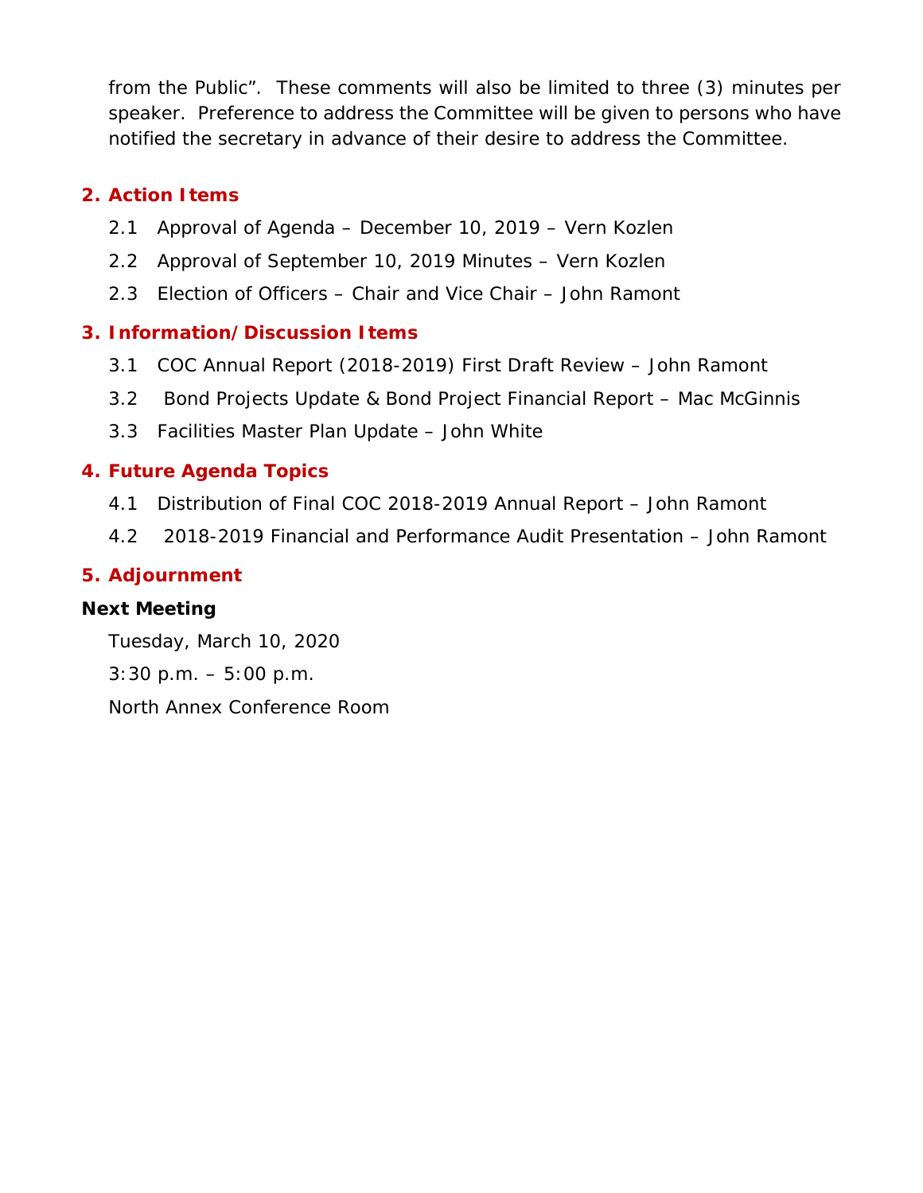from the Public". These comments will also be limited to three (3) minutes per speaker. Preference to address the Committee will be given to persons who have notified the secretary in advance of their desire to address the Committee.

## 2. Action Items

2.1 Approval of Agenda – December 10, 2019 – Vern Kozlen

2.2 Approval of September 10, 2019 Minutes – Vern Kozlen

2.3 Election of Officers – Chair and Vice Chair – John Ramont

## 3. Information/Discussion Items

3.1 COC Annual Report (2018-2019) First Draft Review – John Ramont

3.2 Bond Projects Update & Bond Project Financial Report – Mac McGinnis

3.3 Facilities Master Plan Update – John White

## 4. Future Agenda Topics

4.1 Distribution of Final COC 2018-2019 Annual Report – John Ramont

4.2 2018-2019 Financial and Performance Audit Presentation – John Ramont

## 5. Adjournment

**Next Meeting**

Tuesday, March 10, 2020

3:30 p.m. – 5:00 p.m.

North Annex Conference Room